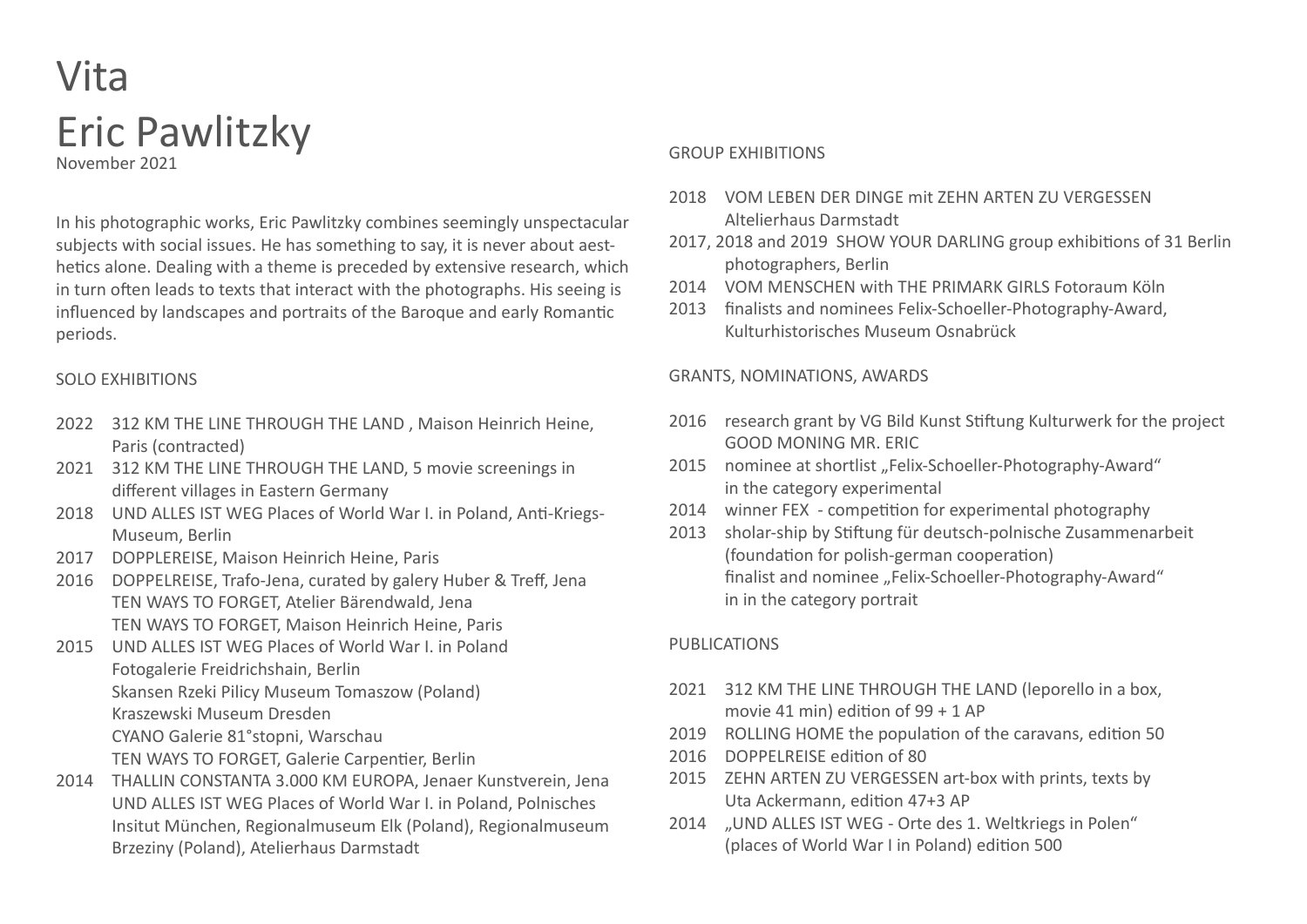# Vita
# Eric Pawlitzky

November 2021

In his photographic works, Eric Pawlitzky combines seemingly unspectacular subjects with social issues. He has something to say, it is never about aesthetics alone. Dealing with a theme is preceded by extensive research, which in turn often leads to texts that interact with the photographs. His seeing is influenced by landscapes and portraits of the Baroque and early Romantic periods.

## SOLO EXHIBITIONS

- 2022 312 KM THE LINE THROUGH THE LAND , Maison Heinrich Heine, Paris (contracted)
- 2021 312 KM THE LINE THROUGH THE LAND, 5 movie screenings in different villages in Eastern Germany
- 2018 UND ALLES IST WEG Places of World War I. in Poland, Anti-Kriegs-Museum, Berlin
- 2017 DOPPLEREISE, Maison Heinrich Heine, Paris
- 2016 DOPPELREISE, Trafo-Jena, curated by galery Huber & Treff, Jena
  TEN WAYS TO FORGET, Atelier Bärendwald, Jena
  TEN WAYS TO FORGET, Maison Heinrich Heine, Paris
- 2015 UND ALLES IST WEG Places of World War I. in Poland
  Fotogalerie Freidrichshain, Berlin
  Skansen Rzeki Pilicy Museum Tomaszow (Poland)
  Kraszewski Museum Dresden
  CYANO Galerie 81°stopni, Warschau
  TEN WAYS TO FORGET, Galerie Carpentier, Berlin
- 2014 THALLIN CONSTANTA 3.000 KM EUROPA, Jenaer Kunstverein, Jena
  UND ALLES IST WEG Places of World War I. in Poland, Polnisches Insitut München, Regionalmuseum Elk (Poland), Regionalmuseum Brzeziny (Poland), Atelierhaus Darmstadt

## GROUP EXHIBITIONS

- 2018 VOM LEBEN DER DINGE mit ZEHN ARTEN ZU VERGESSEN Altelierhaus Darmstadt
- 2017, 2018 and 2019 SHOW YOUR DARLING group exhibitions of 31 Berlin photographers, Berlin
- 2014 VOM MENSCHEN with THE PRIMARK GIRLS Fotoraum Köln
- 2013 finalists and nominees Felix-Schoeller-Photography-Award, Kulturhistorisches Museum Osnabrück

## GRANTS, NOMINATIONS, AWARDS

- 2016 research grant by VG Bild Kunst Stiftung Kulturwerk for the project GOOD MONING MR. ERIC
- 2015 nominee at shortlist „Felix-Schoeller-Photography-Award" in the category experimental
- 2014 winner FEX - competition for experimental photography
- 2013 sholar-ship by Stiftung für deutsch-polnische Zusammenarbeit (foundation for polish-german cooperation)
  finalist and nominee „Felix-Schoeller-Photography-Award" in in the category portrait

## PUBLICATIONS

- 2021 312 KM THE LINE THROUGH THE LAND (leporello in a box, movie 41 min) edition of 99 + 1 AP
- 2019 ROLLING HOME the population of the caravans, edition 50
- 2016 DOPPELREISE edition of 80
- 2015 ZEHN ARTEN ZU VERGESSEN art-box with prints, texts by Uta Ackermann, edition 47+3 AP
- 2014 „UND ALLES IST WEG - Orte des 1. Weltkriegs in Polen" (places of World War I in Poland) edition 500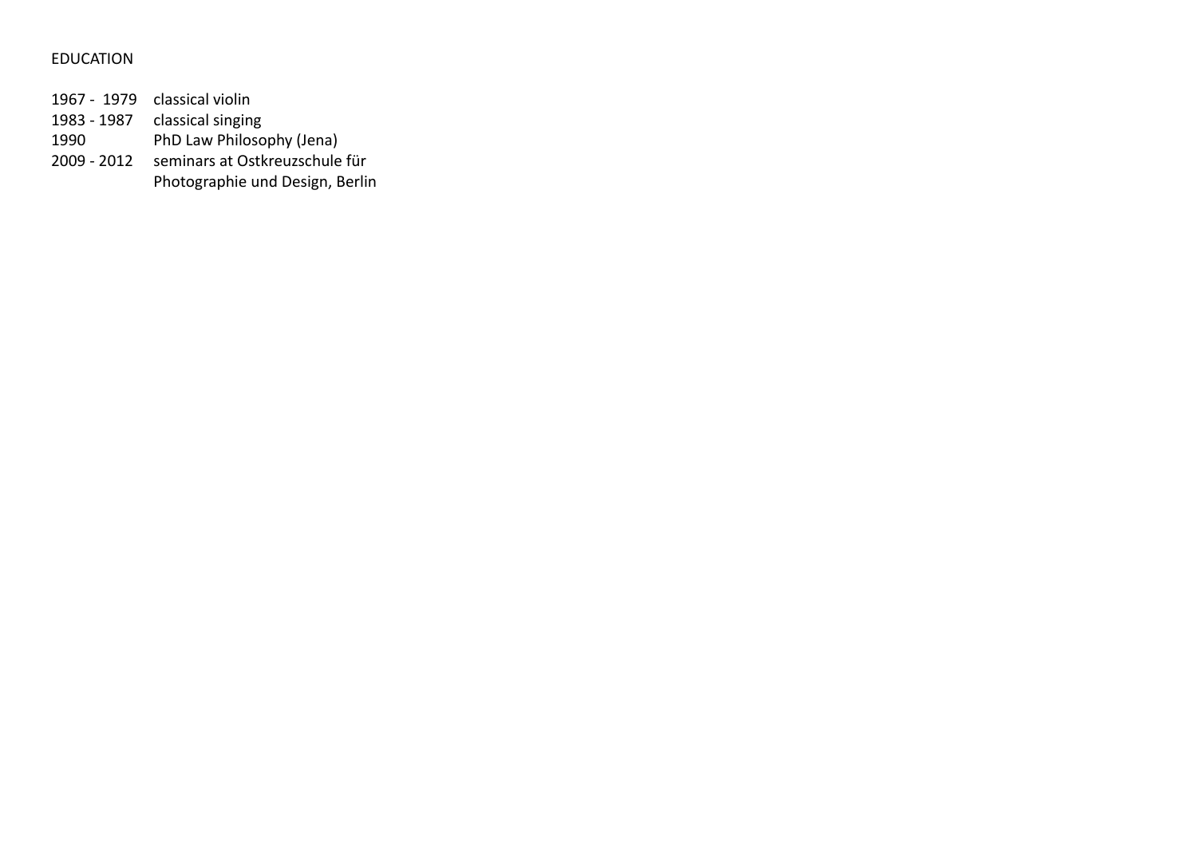EDUCATION

| | |
|---|---|
| 1967 - 1979 | classical violin |
| 1983 - 1987 | classical singing |
| 1990 | PhD Law Philosophy (Jena) |
| 2009 - 2012 | seminars at Ostkreuzschule für Photographie und Design, Berlin |